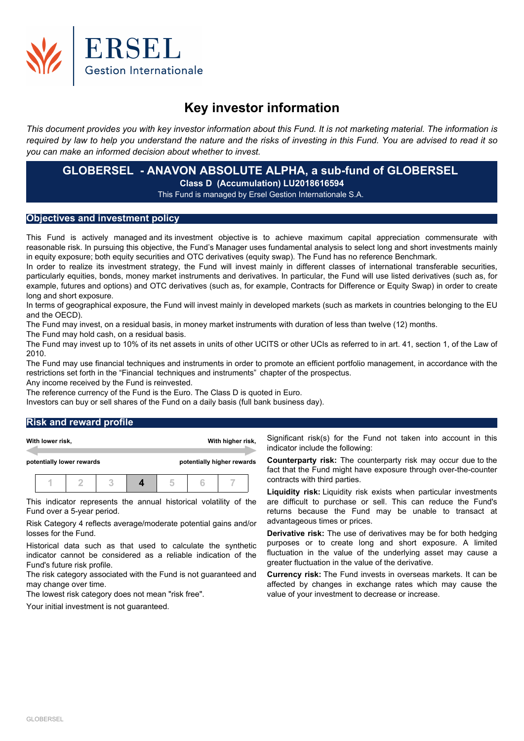ERSEL
Gestion Internationale

# Key investor information

*This document provides you with key investor information about this Fund. It is not marketing material. The information is required by law to help you understand the nature and the risks of investing in this Fund. You are advised to read it so you can make an informed decision about whether to invest.*

**GLOBERSEL - ANAVON ABSOLUTE ALPHA, a sub-fund of GLOBERSEL**
**Class D (Accumulation) LU2018616594**
This Fund is managed by Ersel Gestion Internationale S.A.

## Objectives and investment policy

This Fund is actively managed and its investment objective is to achieve maximum capital appreciation commensurate with reasonable risk. In pursuing this objective, the Fund's Manager uses fundamental analysis to select long and short investments mainly in equity exposure; both equity securities and OTC derivatives (equity swap). The Fund has no reference Benchmark.

In order to realize its investment strategy, the Fund will invest mainly in different classes of international transferable securities, particularly equities, bonds, money market instruments and derivatives. In particular, the Fund will use listed derivatives (such as, for example, futures and options) and OTC derivatives (such as, for example, Contracts for Difference or Equity Swap) in order to create long and short exposure.

In terms of geographical exposure, the Fund will invest mainly in developed markets (such as markets in countries belonging to the EU and the OECD).

The Fund may invest, on a residual basis, in money market instruments with duration of less than twelve (12) months.

The Fund may hold cash, on a residual basis.

The Fund may invest up to 10% of its net assets in units of other UCITS or other UCIs as referred to in art. 41, section 1, of the Law of 2010.

The Fund may use financial techniques and instruments in order to promote an efficient portfolio management, in accordance with the restrictions set forth in the "Financial techniques and instruments" chapter of the prospectus.

Any income received by the Fund is reinvested.

The reference currency of the Fund is the Euro. The Class D is quoted in Euro.

Investors can buy or sell shares of the Fund on a daily basis (full bank business day).

## Risk and reward profile

| With lower risk, potentially lower rewards | | | | | | With higher risk, potentially higher rewards |
|---|---|---|---|---|---|---|
| 1 | 2 | 3 | **4** | 5 | 6 | 7 |

This indicator represents the annual historical volatility of the Fund over a 5-year period.

Risk Category 4 reflects average/moderate potential gains and/or losses for the Fund.

Historical data such as that used to calculate the synthetic indicator cannot be considered as a reliable indication of the Fund's future risk profile.

The risk category associated with the Fund is not guaranteed and may change over time.

The lowest risk category does not mean "risk free".

Your initial investment is not guaranteed.

Significant risk(s) for the Fund not taken into account in this indicator include the following:

**Counterparty risk:** The counterparty risk may occur due to the fact that the Fund might have exposure through over-the-counter contracts with third parties.

**Liquidity risk:** Liquidity risk exists when particular investments are difficult to purchase or sell. This can reduce the Fund's returns because the Fund may be unable to transact at advantageous times or prices.

**Derivative risk:** The use of derivatives may be for both hedging purposes or to create long and short exposure. A limited fluctuation in the value of the underlying asset may cause a greater fluctuation in the value of the derivative.

**Currency risk:** The Fund invests in overseas markets. It can be affected by changes in exchange rates which may cause the value of your investment to decrease or increase.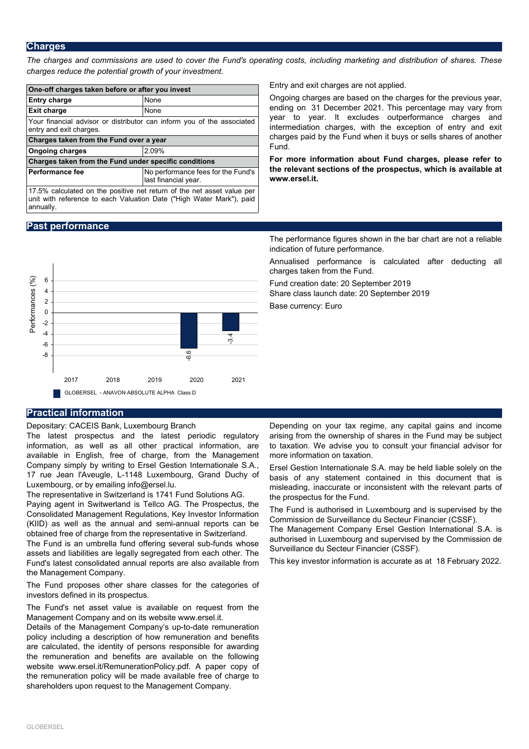## Charges

*The charges and commissions are used to cover the Fund's operating costs, including marketing and distribution of shares. These charges reduce the potential growth of your investment.*

| One-off charges taken before or after you invest | |
|---|---|
| **Entry charge** | None |
| **Exit charge** | None |
| Your financial advisor or distributor can inform you of the associated entry and exit charges. | |
| **Charges taken from the Fund over a year** | |
| **Ongoing charges** | 2.09% |
| **Charges taken from the Fund under specific conditions** | |
| **Performance fee** | No performance fees for the Fund's last financial year. |
| 17.5% calculated on the positive net return of the net asset value per unit with reference to each Valuation Date ("High Water Mark"), paid annually. | |

Entry and exit charges are not applied.

Ongoing charges are based on the charges for the previous year, ending on 31 December 2021. This percentage may vary from year to year. It excludes outperformance charges and intermediation charges, with the exception of entry and exit charges paid by the Fund when it buys or sells shares of another Fund.

**For more information about Fund charges, please refer to the relevant sections of the prospectus, which is available at www.ersel.it.**

## Past performance

Performances (%)

6
4
2
0
-2
-4
-6
-8

-6.6
-3.4

2017 2018 2019 2020 2021

GLOBERSEL - ANAVON ABSOLUTE ALPHA Class D

The performance figures shown in the bar chart are not a reliable indication of future performance.

Annualised performance is calculated after deducting all charges taken from the Fund.

Fund creation date: 20 September 2019
Share class launch date: 20 September 2019

Base currency: Euro

## Practical information

Depositary: CACEIS Bank, Luxembourg Branch
The latest prospectus and the latest periodic regulatory information, as well as all other practical information, are available in English, free of charge, from the Management Company simply by writing to Ersel Gestion Internationale S.A., 17 rue Jean l'Aveugle, L-1148 Luxembourg, Grand Duchy of Luxembourg, or by emailing info@ersel.lu.
The representative in Switzerland is 1741 Fund Solutions AG.
Paying agent in Switwerland is Tellco AG. The Prospectus, the Consolidated Management Regulations, Key Investor Information (KIID) as well as the annual and semi-annual reports can be obtained free of charge from the representative in Switzerland.
The Fund is an umbrella fund offering several sub-funds whose assets and liabilities are legally segregated from each other. The Fund's latest consolidated annual reports are also available from the Management Company.

The Fund proposes other share classes for the categories of investors defined in its prospectus.

The Fund's net asset value is available on request from the Management Company and on its website www.ersel.it.
Details of the Management Company's up-to-date remuneration policy including a description of how remuneration and benefits are calculated, the identity of persons responsible for awarding the remuneration and benefits are available on the following website www.ersel.it/RemunerationPolicy.pdf. A paper copy of the remuneration policy will be made available free of charge to shareholders upon request to the Management Company.

Depending on your tax regime, any capital gains and income arising from the ownership of shares in the Fund may be subject to taxation. We advise you to consult your financial advisor for more information on taxation.

Ersel Gestion Internationale S.A. may be held liable solely on the basis of any statement contained in this document that is misleading, inaccurate or inconsistent with the relevant parts of the prospectus for the Fund.

The Fund is authorised in Luxembourg and is supervised by the Commission de Surveillance du Secteur Financier (CSSF).
The Management Company Ersel Gestion International S.A. is authorised in Luxembourg and supervised by the Commission de Surveillance du Secteur Financier (CSSF).

This key investor information is accurate as at 18 February 2022.